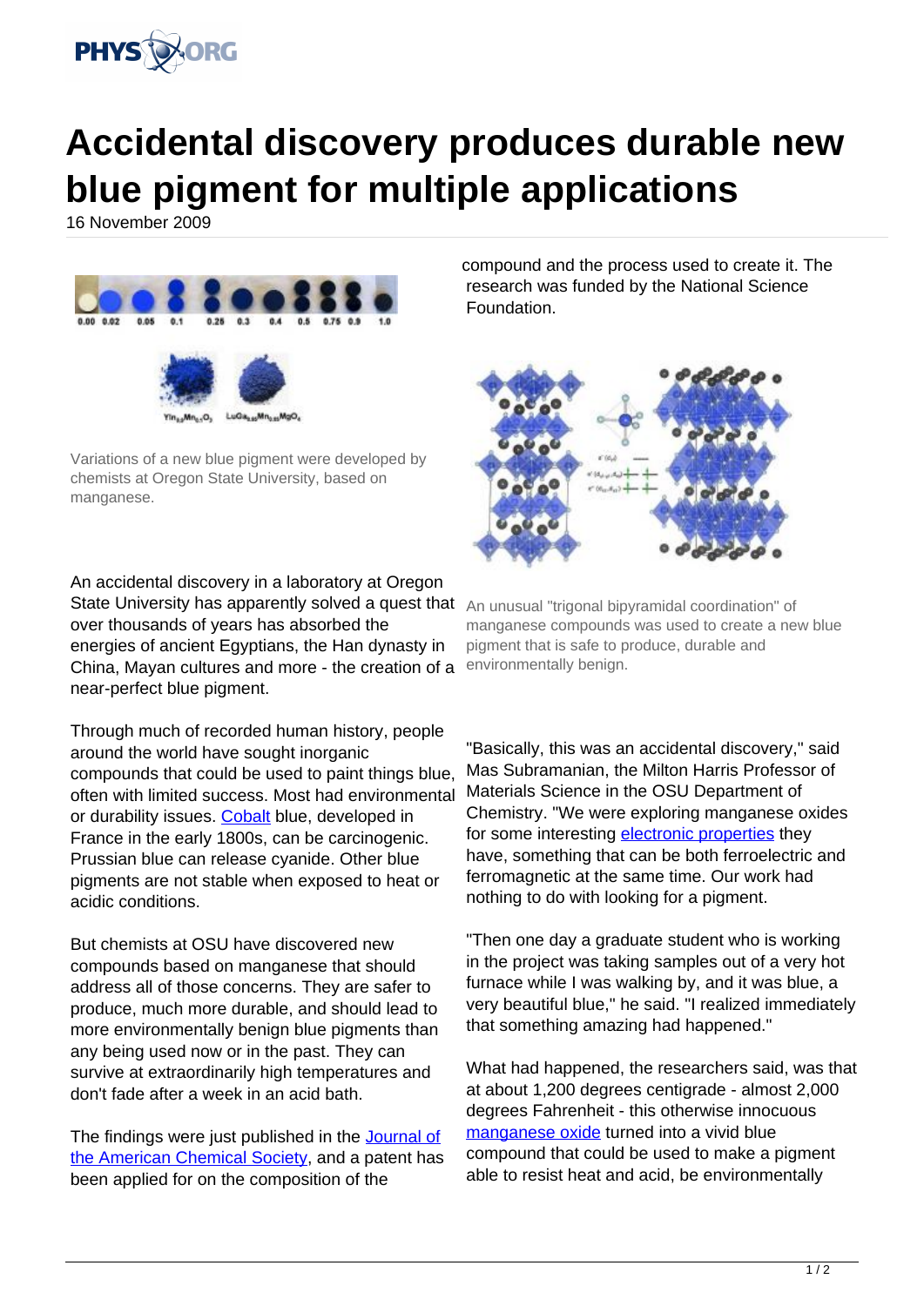# Accidental discovery produces durable new blue pigment for multiple applications

16 November 2009

Variations of a new blue pigment were developed by chemists at Oregon State University, based on manganese.

An accidental discovery in a laboratory at Oregon State University has apparently solved a quest that over thousands of years has absorbed the energies of ancient Egyptians, the Han dynasty in China, Mayan cultures and more - the creation of a near-perfect blue pigment.

Through much of recorded human history, people around the world have sought inorganic compounds that could be used to paint things blue, often with limited success. Most had environmental or durability issues. Cobalt blue, developed in France in the early 1800s, can be carcinogenic. Prussian blue can release cyanide. Other blue pigments are not stable when exposed to heat or acidic conditions.

But chemists at OSU have discovered new compounds based on manganese that should address all of those concerns. They are safer to produce, much more durable, and should lead to more environmentally benign blue pigments than any being used now or in the past. They can survive at extraordinarily high temperatures and don't fade after a week in an acid bath.

The findings were just published in the Journal of the American Chemical Society, and a patent has been applied for on the composition of the compound and the process used to create it. The research was funded by the National Science Foundation.

An unusual "trigonal bipyramidal coordination" of manganese compounds was used to create a new blue pigment that is safe to produce, durable and environmentally benign.

"Basically, this was an accidental discovery," said Mas Subramanian, the Milton Harris Professor of Materials Science in the OSU Department of Chemistry. "We were exploring manganese oxides for some interesting electronic properties they have, something that can be both ferroelectric and ferromagnetic at the same time. Our work had nothing to do with looking for a pigment.

"Then one day a graduate student who is working in the project was taking samples out of a very hot furnace while I was walking by, and it was blue, a very beautiful blue," he said. "I realized immediately that something amazing had happened."

What had happened, the researchers said, was that at about 1,200 degrees centigrade - almost 2,000 degrees Fahrenheit - this otherwise innocuous manganese oxide turned into a vivid blue compound that could be used to make a pigment able to resist heat and acid, be environmentally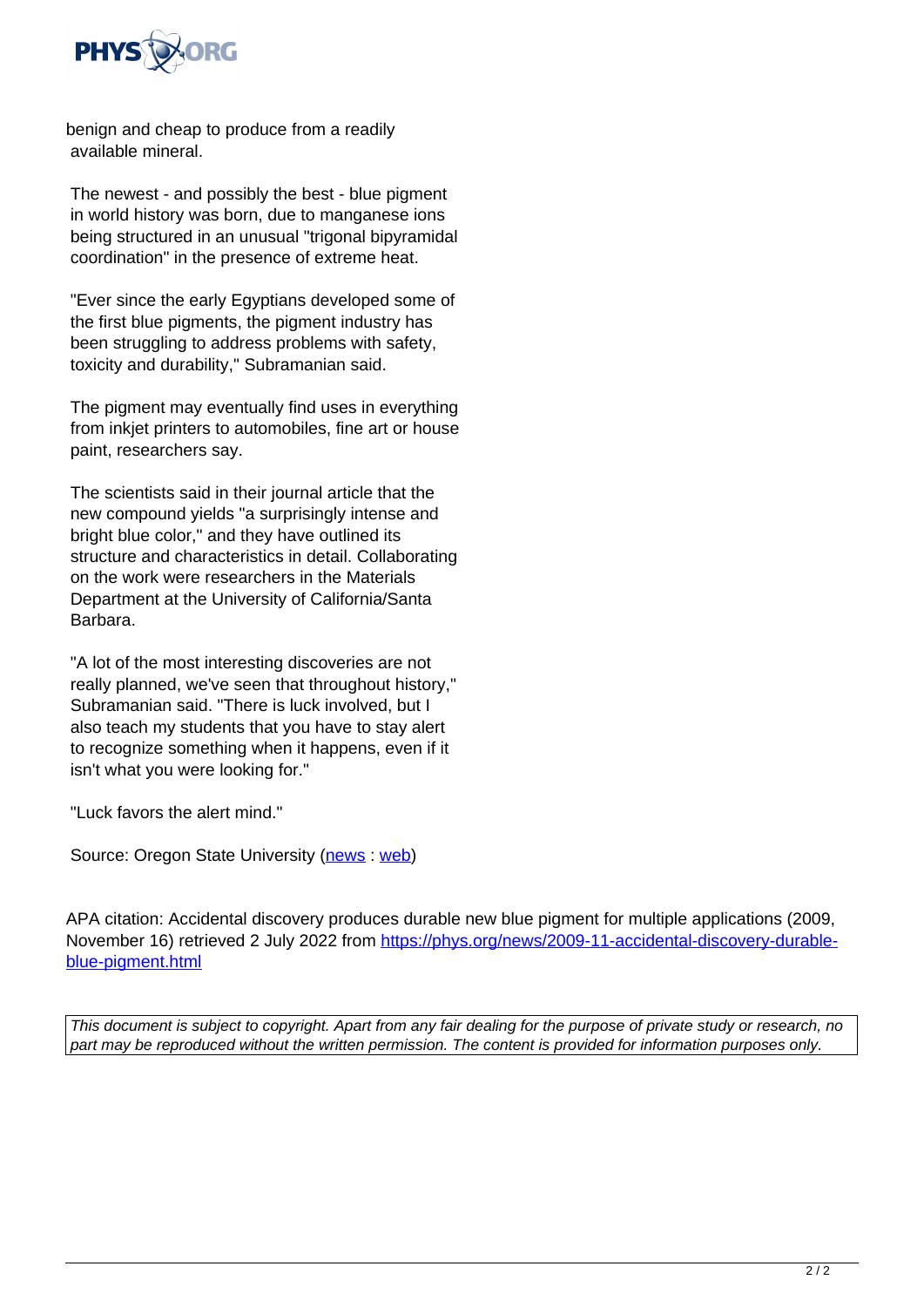benign and cheap to produce from a readily available mineral.

The newest - and possibly the best - blue pigment in world history was born, due to manganese ions being structured in an unusual "trigonal bipyramidal coordination" in the presence of extreme heat.

"Ever since the early Egyptians developed some of the first blue pigments, the pigment industry has been struggling to address problems with safety, toxicity and durability," Subramanian said.

The pigment may eventually find uses in everything from inkjet printers to automobiles, fine art or house paint, researchers say.

The scientists said in their journal article that the new compound yields "a surprisingly intense and bright blue color," and they have outlined its structure and characteristics in detail. Collaborating on the work were researchers in the Materials Department at the University of California/Santa Barbara.

"A lot of the most interesting discoveries are not really planned, we've seen that throughout history," Subramanian said. "There is luck involved, but I also teach my students that you have to stay alert to recognize something when it happens, even if it isn't what you were looking for."

"Luck favors the alert mind."

Source: Oregon State University ([news](#) : [web](#))

APA citation: Accidental discovery produces durable new blue pigment for multiple applications (2009, November 16) retrieved 2 July 2022 from [https://phys.org/news/2009-11-accidental-discovery-durable-blue-pigment.html](https://phys.org/news/2009-11-accidental-discovery-durable-blue-pigment.html)

*This document is subject to copyright. Apart from any fair dealing for the purpose of private study or research, no part may be reproduced without the written permission. The content is provided for information purposes only.*